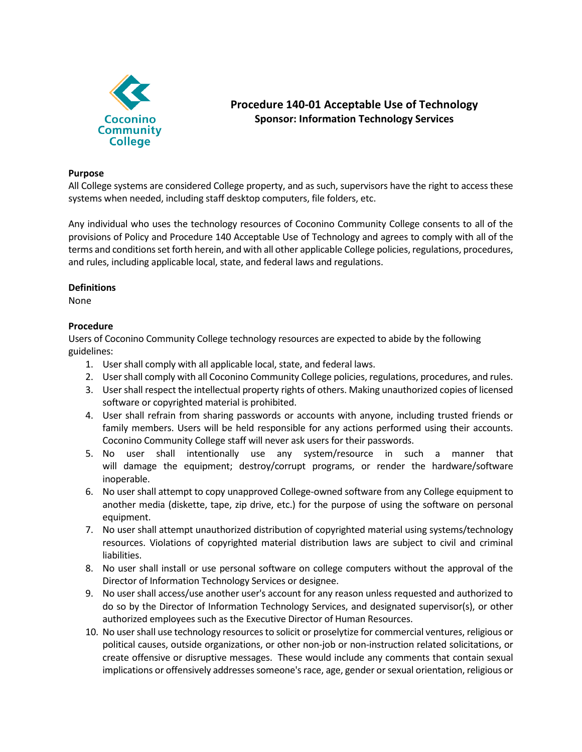Coconino Community College

# Procedure 140-01 Acceptable Use of Technology

**Sponsor: Information Technology Services**

**Purpose**

All College systems are considered College property, and as such, supervisors have the right to access these systems when needed, including staff desktop computers, file folders, etc.

Any individual who uses the technology resources of Coconino Community College consents to all of the provisions of Policy and Procedure 140 Acceptable Use of Technology and agrees to comply with all of the terms and conditions set forth herein, and with all other applicable College policies, regulations, procedures, and rules, including applicable local, state, and federal laws and regulations.

**Definitions**

None

**Procedure**

Users of Coconino Community College technology resources are expected to abide by the following guidelines:

1. User shall comply with all applicable local, state, and federal laws.
2. User shall comply with all Coconino Community College policies, regulations, procedures, and rules.
3. User shall respect the intellectual property rights of others. Making unauthorized copies of licensed software or copyrighted material is prohibited.
4. User shall refrain from sharing passwords or accounts with anyone, including trusted friends or family members. Users will be held responsible for any actions performed using their accounts. Coconino Community College staff will never ask users for their passwords.
5. No user shall intentionally use any system/resource in such a manner that will damage the equipment; destroy/corrupt programs, or render the hardware/software inoperable.
6. No user shall attempt to copy unapproved College-owned software from any College equipment to another media (diskette, tape, zip drive, etc.) for the purpose of using the software on personal equipment.
7. No user shall attempt unauthorized distribution of copyrighted material using systems/technology resources. Violations of copyrighted material distribution laws are subject to civil and criminal liabilities.
8. No user shall install or use personal software on college computers without the approval of the Director of Information Technology Services or designee.
9. No user shall access/use another user's account for any reason unless requested and authorized to do so by the Director of Information Technology Services, and designated supervisor(s), or other authorized employees such as the Executive Director of Human Resources.
10. No user shall use technology resources to solicit or proselytize for commercial ventures, religious or political causes, outside organizations, or other non-job or non-instruction related solicitations, or create offensive or disruptive messages. These would include any comments that contain sexual implications or offensively addresses someone's race, age, gender or sexual orientation, religious or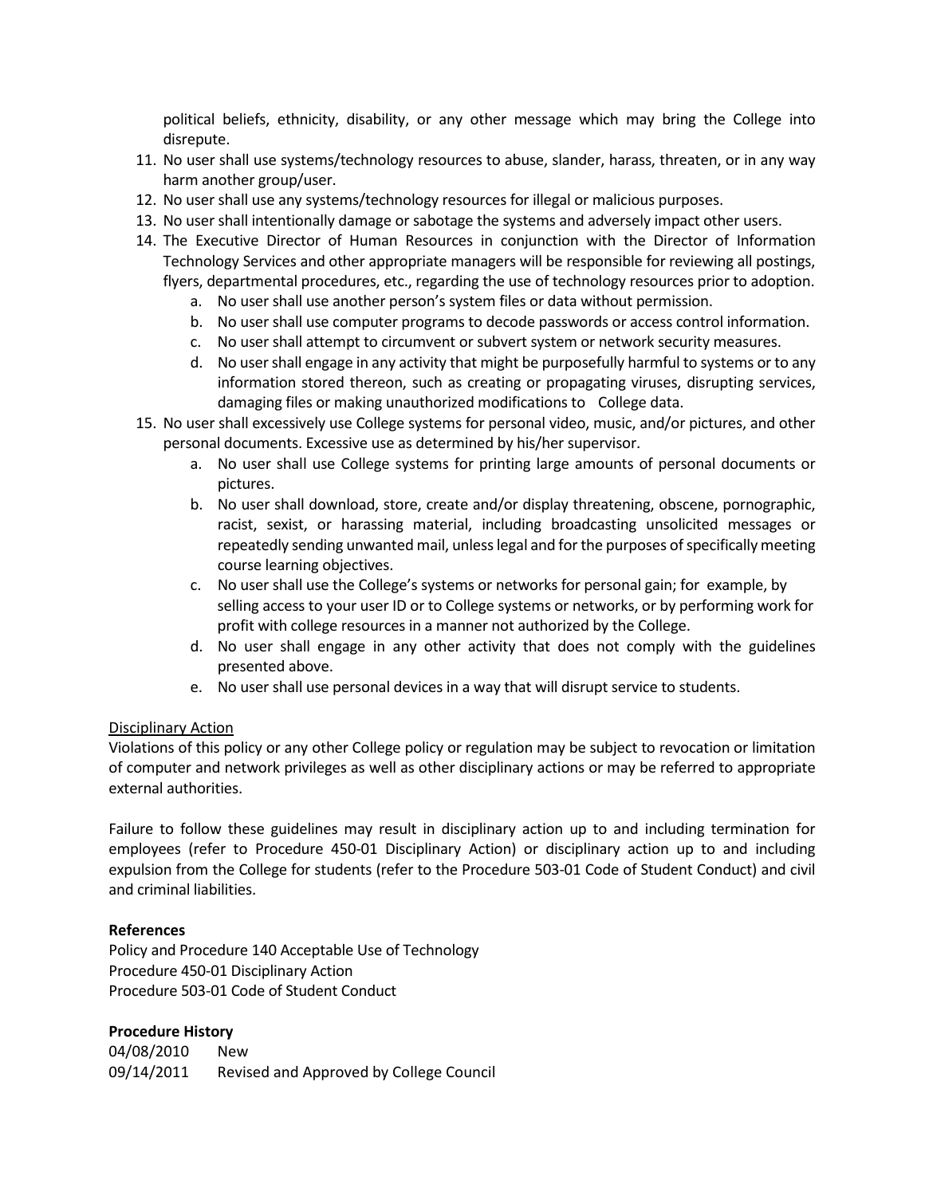political beliefs, ethnicity, disability, or any other message which may bring the College into disrepute.

11. No user shall use systems/technology resources to abuse, slander, harass, threaten, or in any way harm another group/user.
12. No user shall use any systems/technology resources for illegal or malicious purposes.
13. No user shall intentionally damage or sabotage the systems and adversely impact other users.
14. The Executive Director of Human Resources in conjunction with the Director of Information Technology Services and other appropriate managers will be responsible for reviewing all postings, flyers, departmental procedures, etc., regarding the use of technology resources prior to adoption.
    a. No user shall use another person's system files or data without permission.
    b. No user shall use computer programs to decode passwords or access control information.
    c. No user shall attempt to circumvent or subvert system or network security measures.
    d. No user shall engage in any activity that might be purposefully harmful to systems or to any information stored thereon, such as creating or propagating viruses, disrupting services, damaging files or making unauthorized modifications to College data.
15. No user shall excessively use College systems for personal video, music, and/or pictures, and other personal documents. Excessive use as determined by his/her supervisor.
    a. No user shall use College systems for printing large amounts of personal documents or pictures.
    b. No user shall download, store, create and/or display threatening, obscene, pornographic, racist, sexist, or harassing material, including broadcasting unsolicited messages or repeatedly sending unwanted mail, unless legal and for the purposes of specifically meeting course learning objectives.
    c. No user shall use the College's systems or networks for personal gain; for example, by selling access to your user ID or to College systems or networks, or by performing work for profit with college resources in a manner not authorized by the College.
    d. No user shall engage in any other activity that does not comply with the guidelines presented above.
    e. No user shall use personal devices in a way that will disrupt service to students.

Disciplinary Action

Violations of this policy or any other College policy or regulation may be subject to revocation or limitation of computer and network privileges as well as other disciplinary actions or may be referred to appropriate external authorities.

Failure to follow these guidelines may result in disciplinary action up to and including termination for employees (refer to Procedure 450-01 Disciplinary Action) or disciplinary action up to and including expulsion from the College for students (refer to the Procedure 503-01 Code of Student Conduct) and civil and criminal liabilities.

**References**

Policy and Procedure 140 Acceptable Use of Technology
Procedure 450-01 Disciplinary Action
Procedure 503-01 Code of Student Conduct

**Procedure History**

04/08/2010 New
09/14/2011 Revised and Approved by College Council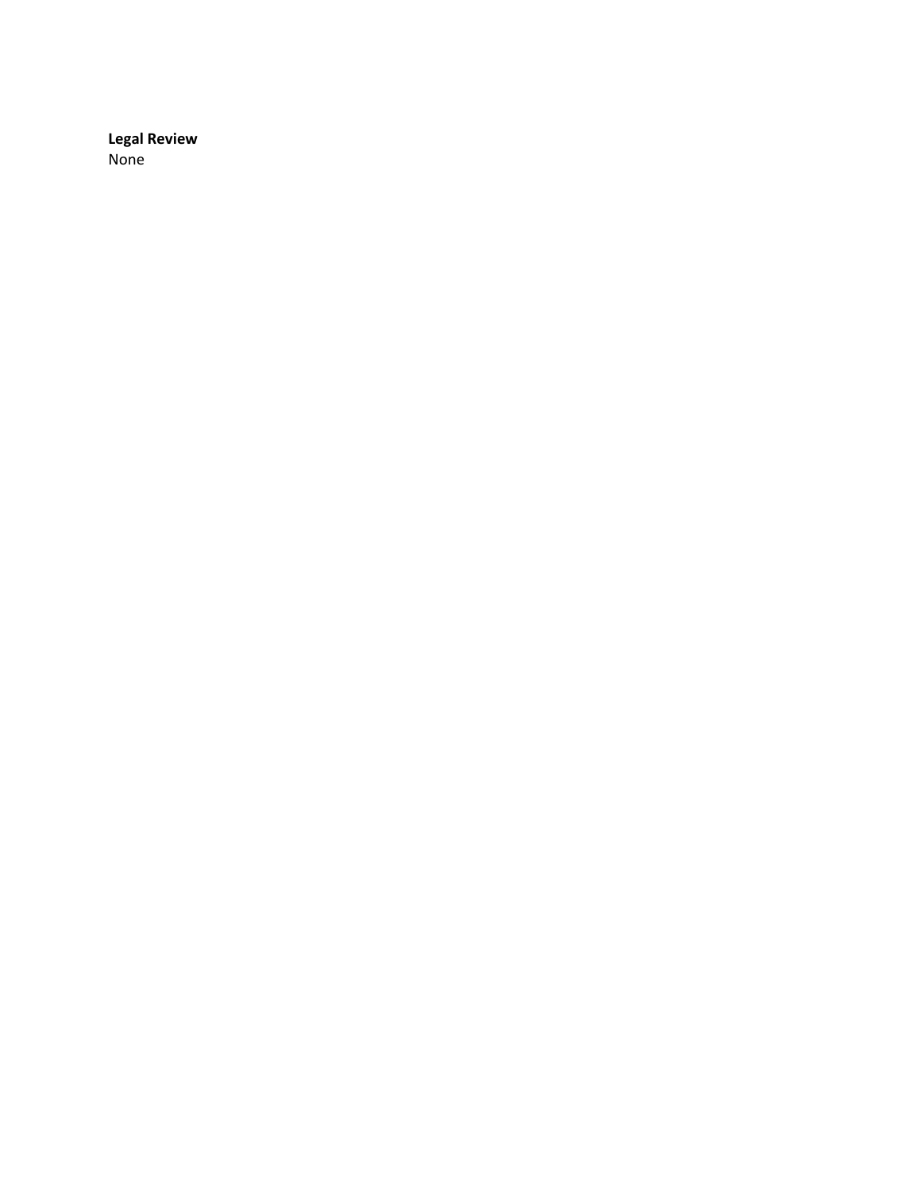**Legal Review**
None